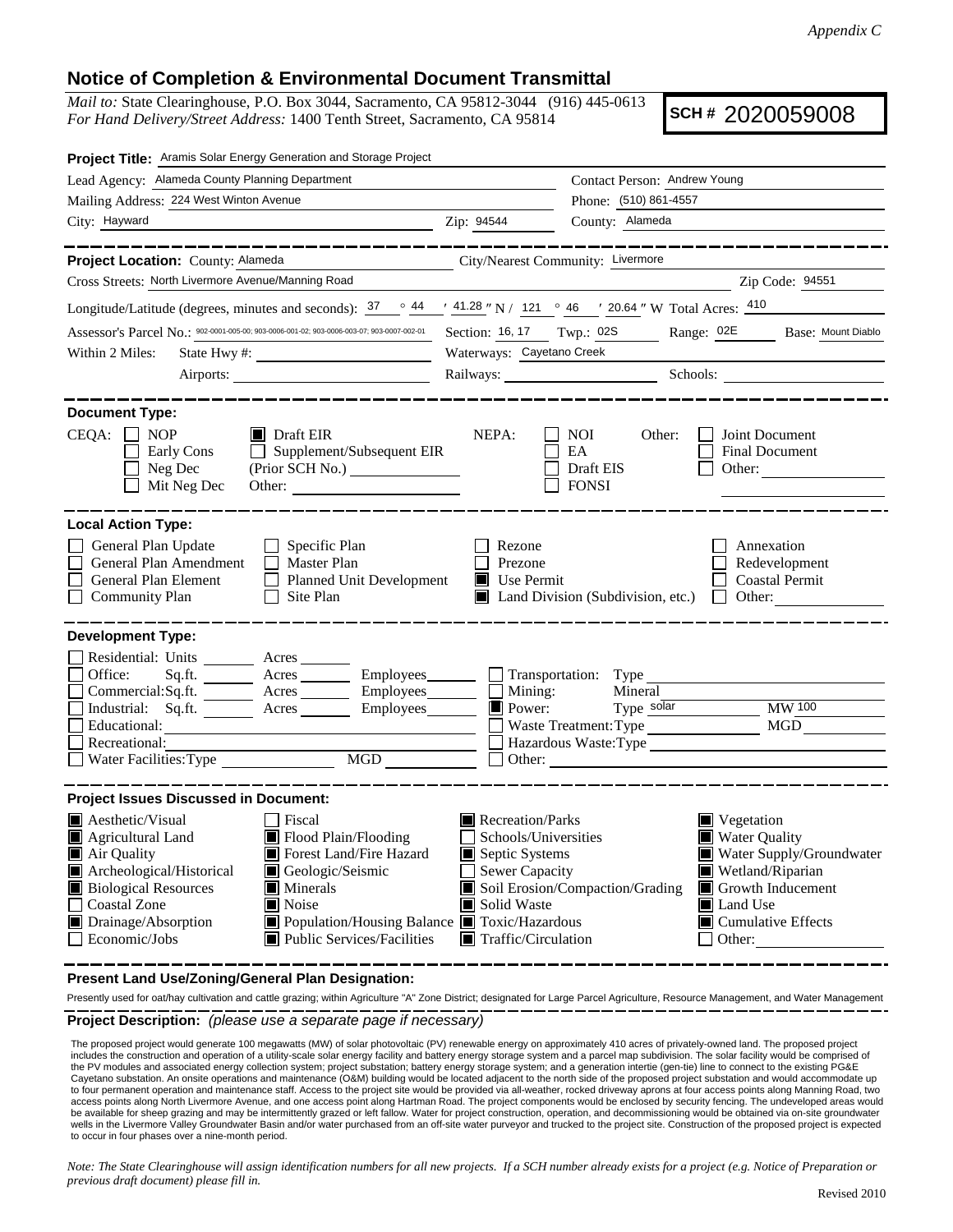*Appendix C*

## Notice of Completion & Environmental Document Transmittal

*Mail to:* State Clearinghouse, P.O. Box 3044, Sacramento, CA 95812-3044 (916) 445-0613
*For Hand Delivery/Street Address:* 1400 Tenth Street, Sacramento, CA 95814

**SCH #** 2020059008

**Project Title:** Aramis Solar Energy Generation and Storage Project

Lead Agency: Alameda County Planning Department — Contact Person: Andrew Young
Mailing Address: 224 West Winton Avenue — Phone: (510) 861-4557
City: Hayward — Zip: 94544 — County: Alameda

**Project Location:** County: Alameda — City/Nearest Community: Livermore
Cross Streets: North Livermore Avenue/Manning Road — Zip Code: 94551
Longitude/Latitude (degrees, minutes and seconds): 37 ° 44 ′ 41.28 ″ N / 121 ° 46 ′ 20.64 ″ W Total Acres: 410
Assessor's Parcel No.: 902-0001-005-00; 903-0006-001-02; 903-0006-003-07; 903-0007-002-01 — Section: 16, 17 — Twp.: 02S — Range: 02E — Base: Mount Diablo
Within 2 Miles: State Hwy #: — Waterways: Cayetano Creek
Airports: — Railways: — Schools:

**Document Type:**

CEQA: ☐ NOP ☐ Early Cons ☐ Neg Dec ☐ Mit Neg Dec ■ Draft EIR ☐ Supplement/Subsequent EIR (Prior SCH No.) Other:
NEPA: ☐ NOI ☐ EA ☐ Draft EIS ☐ FONSI
Other: ☐ Joint Document ☐ Final Document ☐ Other:

**Local Action Type:**

☐ General Plan Update ☐ General Plan Amendment ☐ General Plan Element ☐ Community Plan ☐ Specific Plan ☐ Master Plan ☐ Planned Unit Development ☐ Site Plan ☐ Rezone ☐ Prezone ■ Use Permit ■ Land Division (Subdivision, etc.) ☐ Annexation ☐ Redevelopment ☐ Coastal Permit ☐ Other:

**Development Type:**

☐ Residential: Units Acres
☐ Office: Sq.ft. Acres Employees
☐ Commercial: Sq.ft. Acres Employees
☐ Industrial: Sq.ft. Acres Employees
☐ Educational:
☐ Recreational:
☐ Water Facilities: Type MGD
☐ Transportation: Type
☐ Mining: Mineral
■ Power: Type solar MW 100
☐ Waste Treatment: Type MGD
☐ Hazardous Waste: Type
☐ Other:

**Project Issues Discussed in Document:**

■ Aesthetic/Visual ■ Agricultural Land ■ Air Quality ■ Archeological/Historical ■ Biological Resources ☐ Coastal Zone ■ Drainage/Absorption ☐ Economic/Jobs ☐ Fiscal ■ Flood Plain/Flooding ■ Forest Land/Fire Hazard ■ Geologic/Seismic ■ Minerals ■ Noise ■ Population/Housing Balance ■ Public Services/Facilities ■ Recreation/Parks ☐ Schools/Universities ■ Septic Systems ☐ Sewer Capacity ■ Soil Erosion/Compaction/Grading ■ Solid Waste ■ Toxic/Hazardous ■ Traffic/Circulation ■ Vegetation ■ Water Quality ■ Water Supply/Groundwater ■ Wetland/Riparian ■ Growth Inducement ■ Land Use ■ Cumulative Effects ☐ Other:

**Present Land Use/Zoning/General Plan Designation:**

Presently used for oat/hay cultivation and cattle grazing; within Agriculture "A" Zone District; designated for Large Parcel Agriculture, Resource Management, and Water Management

**Project Description:** *(please use a separate page if necessary)*

The proposed project would generate 100 megawatts (MW) of solar photovoltaic (PV) renewable energy on approximately 410 acres of privately-owned land. The proposed project includes the construction and operation of a utility-scale solar energy facility and battery energy storage system and a parcel map subdivision. The solar facility would be comprised of the PV modules and associated energy collection system; project substation; battery energy storage system; and a generation intertie (gen-tie) line to connect to the existing PG&E Cayetano substation. An onsite operations and maintenance (O&M) building would be located adjacent to the north side of the proposed project substation and would accommodate up to four permanent operation and maintenance staff. Access to the project site would be provided via all-weather, rocked driveway aprons at four access points along Manning Road, two access points along North Livermore Avenue, and one access point along Hartman Road. The project components would be enclosed by security fencing. The undeveloped areas would be available for sheep grazing and may be intermittently grazed or left fallow. Water for project construction, operation, and decommissioning would be obtained via on-site groundwater wells in the Livermore Valley Groundwater Basin and/or water purchased from an off-site water purveyor and trucked to the project site. Construction of the proposed project is expected to occur in four phases over a nine-month period.

*Note: The State Clearinghouse will assign identification numbers for all new projects. If a SCH number already exists for a project (e.g. Notice of Preparation or previous draft document) please fill in.*

Revised 2010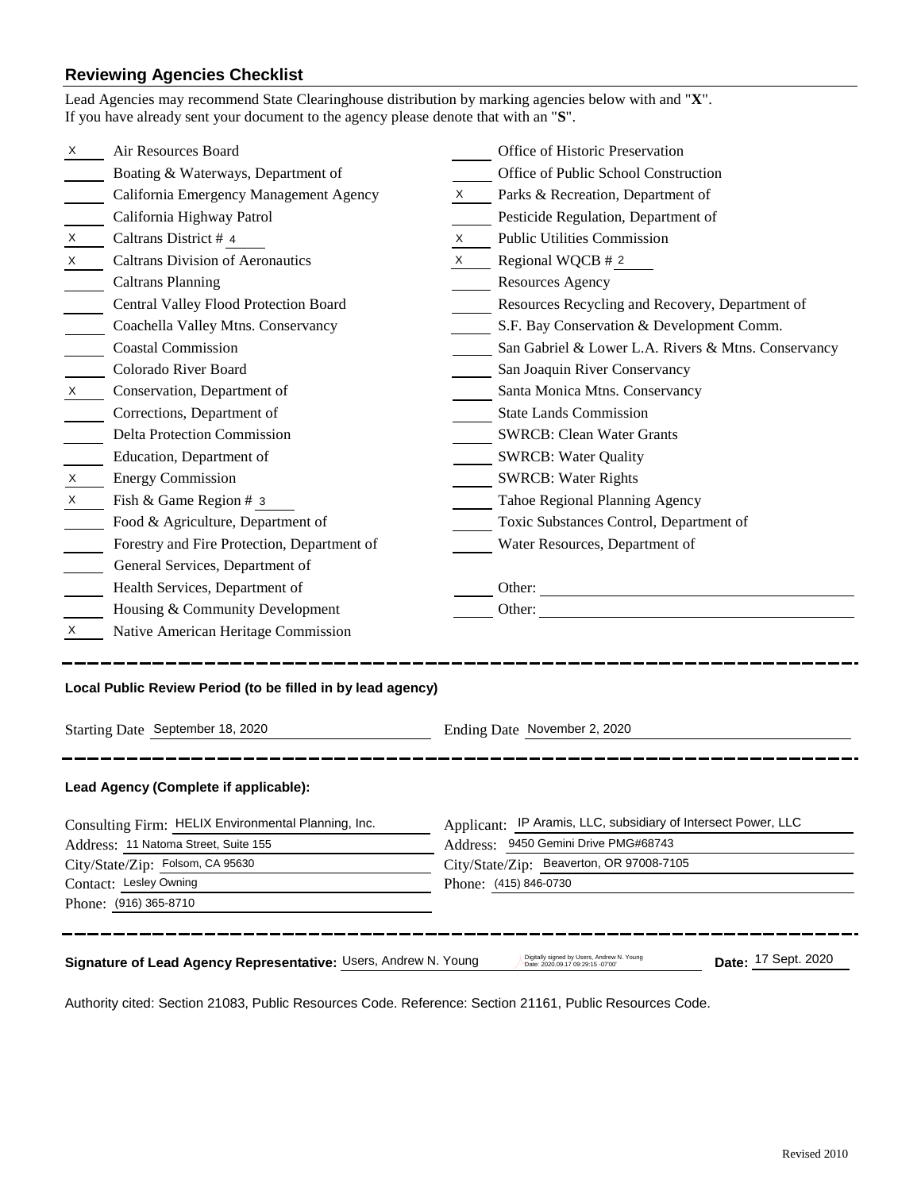## Reviewing Agencies Checklist

Lead Agencies may recommend State Clearinghouse distribution by marking agencies below with and "**X**".
If you have already sent your document to the agency please denote that with an "**S**".

| | | | |
|---|---|---|---|
| X | Air Resources Board | | Office of Historic Preservation |
| | Boating & Waterways, Department of | | Office of Public School Construction |
| | California Emergency Management Agency | X | Parks & Recreation, Department of |
| | California Highway Patrol | | Pesticide Regulation, Department of |
| X | Caltrans District # 4 | X | Public Utilities Commission |
| X | Caltrans Division of Aeronautics | X | Regional WQCB # 2 |
| | Caltrans Planning | | Resources Agency |
| | Central Valley Flood Protection Board | | Resources Recycling and Recovery, Department of |
| | Coachella Valley Mtns. Conservancy | | S.F. Bay Conservation & Development Comm. |
| | Coastal Commission | | San Gabriel & Lower L.A. Rivers & Mtns. Conservancy |
| | Colorado River Board | | San Joaquin River Conservancy |
| X | Conservation, Department of | | Santa Monica Mtns. Conservancy |
| | Corrections, Department of | | State Lands Commission |
| | Delta Protection Commission | | SWRCB: Clean Water Grants |
| | Education, Department of | | SWRCB: Water Quality |
| X | Energy Commission | | SWRCB: Water Rights |
| X | Fish & Game Region # 3 | | Tahoe Regional Planning Agency |
| | Food & Agriculture, Department of | | Toxic Substances Control, Department of |
| | Forestry and Fire Protection, Department of | | Water Resources, Department of |
| | General Services, Department of | | |
| | Health Services, Department of | | Other: |
| | Housing & Community Development | | Other: |
| X | Native American Heritage Commission | | |

### Local Public Review Period (to be filled in by lead agency)

Starting Date September 18, 2020

Ending Date November 2, 2020

### Lead Agency (Complete if applicable):

Consulting Firm: HELIX Environmental Planning, Inc.
Address: 11 Natoma Street, Suite 155
City/State/Zip: Folsom, CA 95630
Contact: Lesley Owning
Phone: (916) 365-8710

Applicant: IP Aramis, LLC, subsidiary of Intersect Power, LLC
Address: 9450 Gemini Drive PMG#68743
City/State/Zip: Beaverton, OR 97008-7105
Phone: (415) 846-0730

**Signature of Lead Agency Representative:** Users, Andrew N. Young (Digitally signed by Users, Andrew N. Young Date: 2020.09.17 09:29:15 -07'00') **Date:** 17 Sept. 2020

Authority cited: Section 21083, Public Resources Code. Reference: Section 21161, Public Resources Code.

Revised 2010